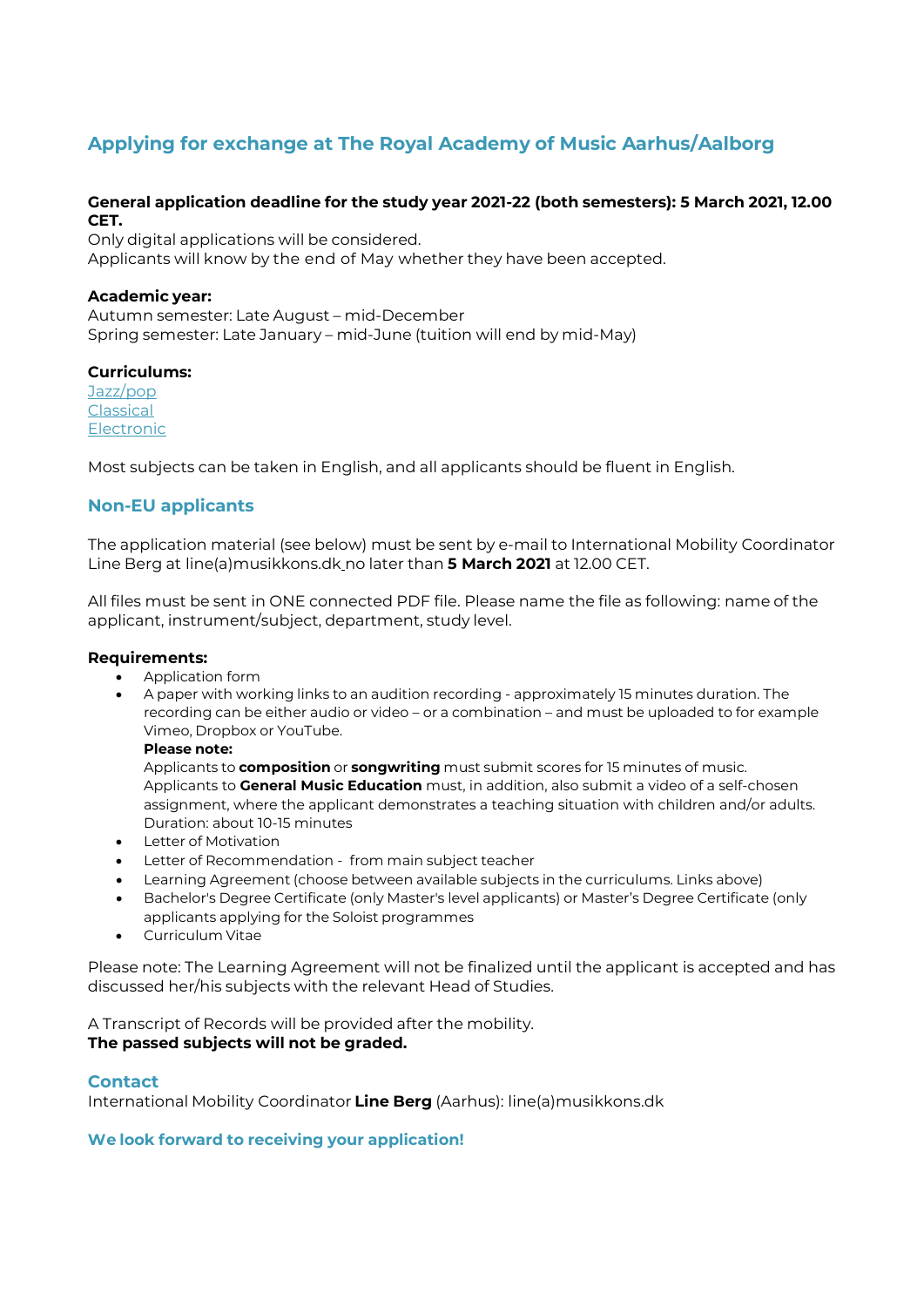## Applying for exchange at The Royal Academy of Music Aarhus/Aalborg

**General application deadline for the study year 2021-22 (both semesters): 5 March 2021, 12.00 CET.**

Only digital applications will be considered.
Applicants will know by the end of May whether they have been accepted.

**Academic year:**

Autumn semester: Late August – mid-December
Spring semester: Late January – mid-June (tuition will end by mid-May)

**Curriculums:**

Jazz/pop
Classical
Electronic

Most subjects can be taken in English, and all applicants should be fluent in English.

### Non-EU applicants

The application material (see below) must be sent by e-mail to International Mobility Coordinator Line Berg at line(a)musikkons.dk no later than **5 March 2021** at 12.00 CET.

All files must be sent in ONE connected PDF file. Please name the file as following: name of the applicant, instrument/subject, department, study level.

**Requirements:**

- Application form
- A paper with working links to an audition recording - approximately 15 minutes duration. The recording can be either audio or video – or a combination – and must be uploaded to for example Vimeo, Dropbox or YouTube.
  **Please note:**
  Applicants to **composition** or **songwriting** must submit scores for 15 minutes of music.
  Applicants to **General Music Education** must, in addition, also submit a video of a self-chosen assignment, where the applicant demonstrates a teaching situation with children and/or adults. Duration: about 10-15 minutes
- Letter of Motivation
- Letter of Recommendation - from main subject teacher
- Learning Agreement (choose between available subjects in the curriculums. Links above)
- Bachelor's Degree Certificate (only Master's level applicants) or Master's Degree Certificate (only applicants applying for the Soloist programmes
- Curriculum Vitae

Please note: The Learning Agreement will not be finalized until the applicant is accepted and has discussed her/his subjects with the relevant Head of Studies.

A Transcript of Records will be provided after the mobility.
**The passed subjects will not be graded.**

### Contact

International Mobility Coordinator **Line Berg** (Aarhus): line(a)musikkons.dk

**We look forward to receiving your application!**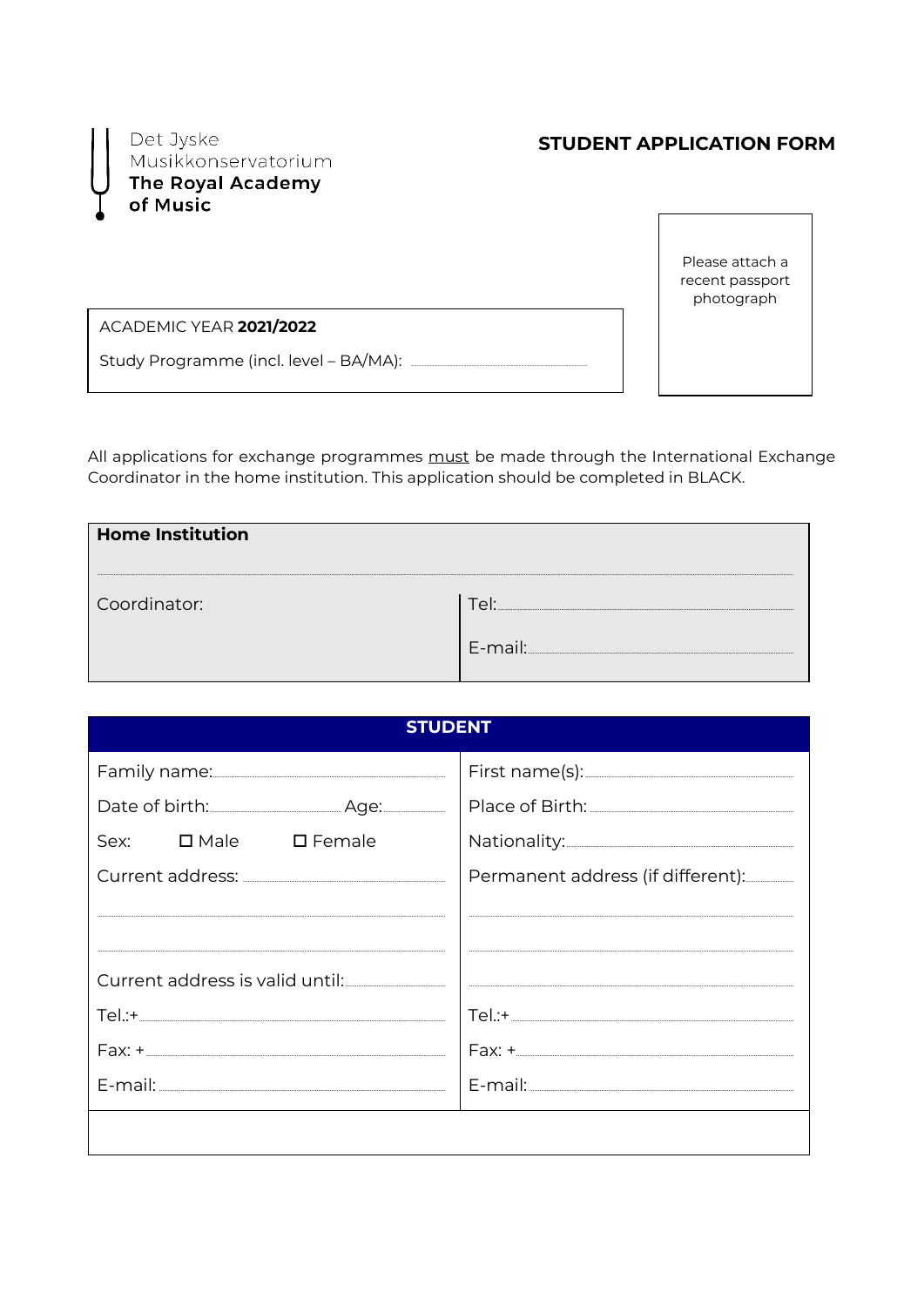Det Jyske
Musikkonservatorium
**The Royal Academy of Music**

# STUDENT APPLICATION FORM

Please attach a recent passport photograph

ACADEMIC YEAR **2021/2022**

Study Programme (incl. level – BA/MA): ..................................................

All applications for exchange programmes <u>must</u> be made through the International Exchange Coordinator in the home institution. This application should be completed in BLACK.

| **Home Institution** | |
|---|---|
| | |
| Coordinator: | Tel: ..................................................<br>E-mail: .................................................. |

| **STUDENT** | |
|---|---|
| Family name: .................................................. | First name(s): .................................................. |
| Date of birth: .................... Age: .................... | Place of Birth: .................................................. |
| Sex: ☐ Male ☐ Female | Nationality: .................................................. |
| Current address: ..................................................<br>..................................................<br>.................................................. | Permanent address (if different): ..................................................<br>..................................................<br>.................................................. |
| Current address is valid until: .................................................. | .................................................. |
| Tel.:+ .................................................. | Tel.:+ .................................................. |
| Fax: + .................................................. | Fax: + .................................................. |
| E-mail: .................................................. | E-mail: .................................................. |
| | |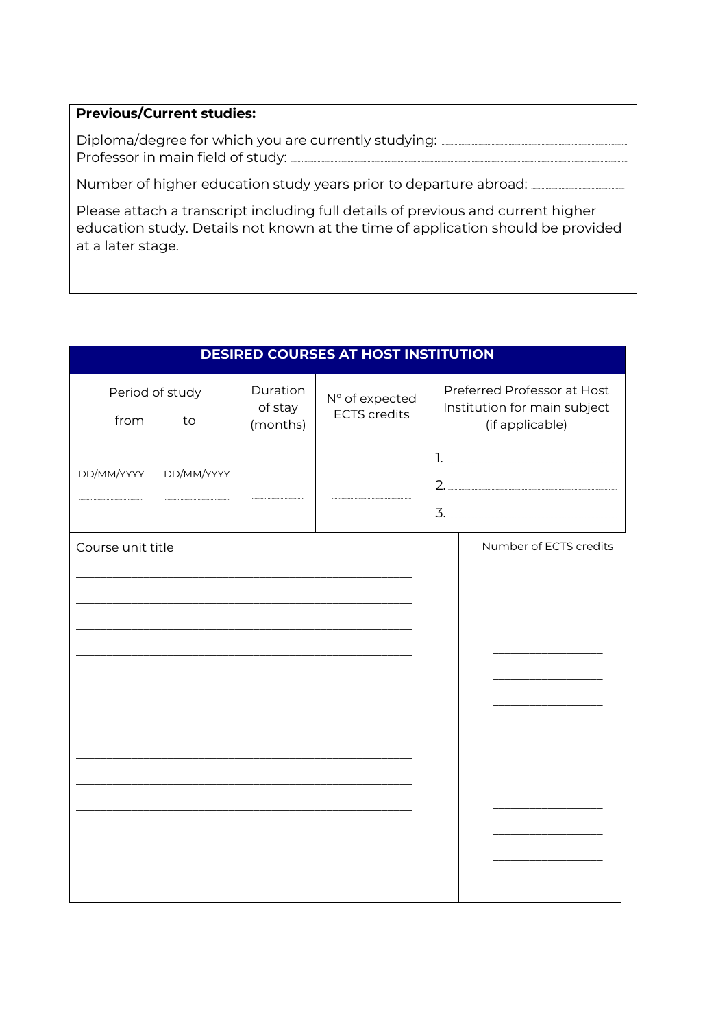**Previous/Current studies:**

Diploma/degree for which you are currently studying: ..................................................
Professor in main field of study: ..................................................

Number of higher education study years prior to departure abroad: ....................

Please attach a transcript including full details of previous and current higher education study. Details not known at the time of application should be provided at a later stage.

## DESIRED COURSES AT HOST INSTITUTION

| Period of study from | Period of study to | Duration of stay (months) | N° of expected ECTS credits | Preferred Professor at Host Institution for main subject (if applicable) |
|---|---|---|---|---|
| DD/MM/YYYY .............. | DD/MM/YYYY .............. | .............. | .............. | 1. ..............<br>2. ..............<br>3. .............. |

| Course unit title | Number of ECTS credits |
|---|---|
| ______________________________ | ____________ |
| ______________________________ | ____________ |
| ______________________________ | ____________ |
| ______________________________ | ____________ |
| ______________________________ | ____________ |
| ______________________________ | ____________ |
| ______________________________ | ____________ |
| ______________________________ | ____________ |
| ______________________________ | ____________ |
| ______________________________ | ____________ |
| ______________________________ | ____________ |
| ______________________________ | ____________ |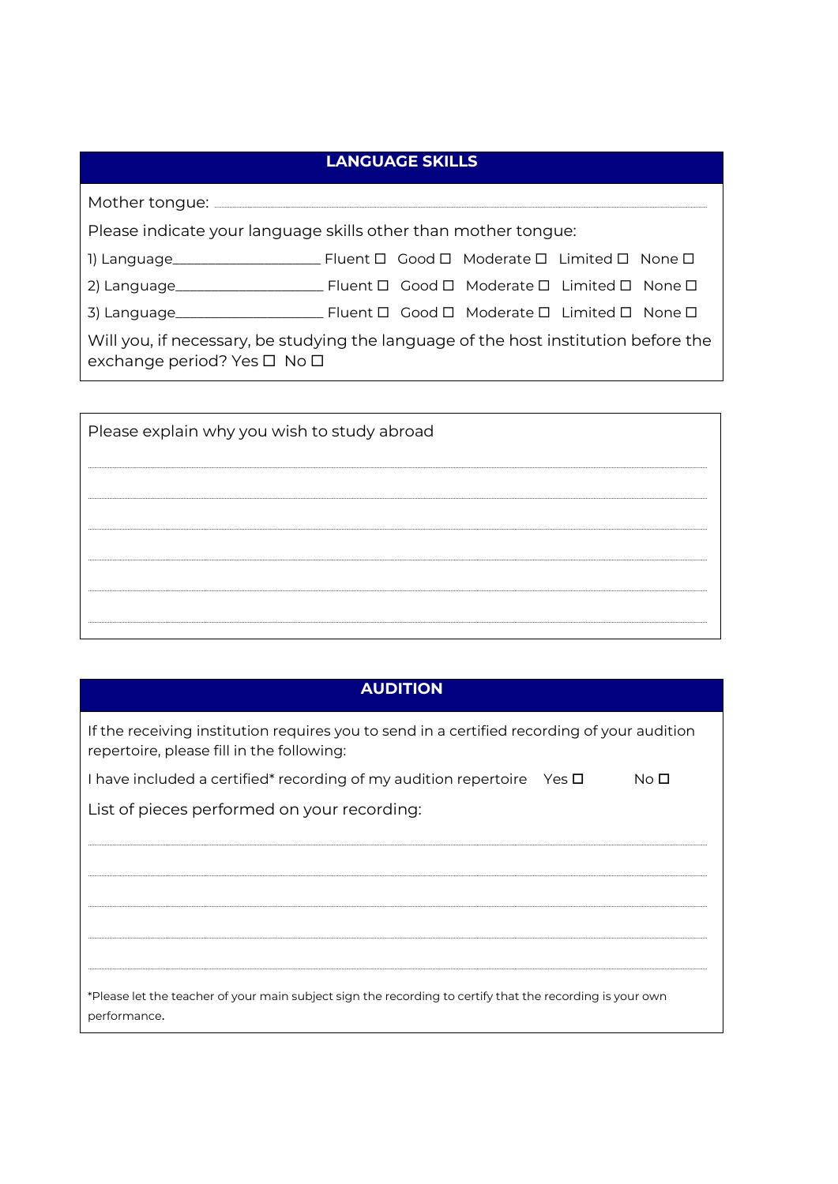## LANGUAGE SKILLS

Mother tongue: ............................................................................................................

Please indicate your language skills other than mother tongue:

1) Language____________________ Fluent ☐ Good ☐ Moderate ☐ Limited ☐ None ☐

2) Language____________________ Fluent ☐ Good ☐ Moderate ☐ Limited ☐ None ☐

3) Language____________________ Fluent ☐ Good ☐ Moderate ☐ Limited ☐ None ☐

Will you, if necessary, be studying the language of the host institution before the exchange period? Yes ☐ No ☐

Please explain why you wish to study abroad

............................................................................................................

............................................................................................................

............................................................................................................

............................................................................................................

............................................................................................................

............................................................................................................

## AUDITION

If the receiving institution requires you to send in a certified recording of your audition repertoire, please fill in the following:

I have included a certified* recording of my audition repertoire Yes ☐ No ☐

List of pieces performed on your recording:

............................................................................................................

............................................................................................................

............................................................................................................

............................................................................................................

............................................................................................................

*Please let the teacher of your main subject sign the recording to certify that the recording is your own performance.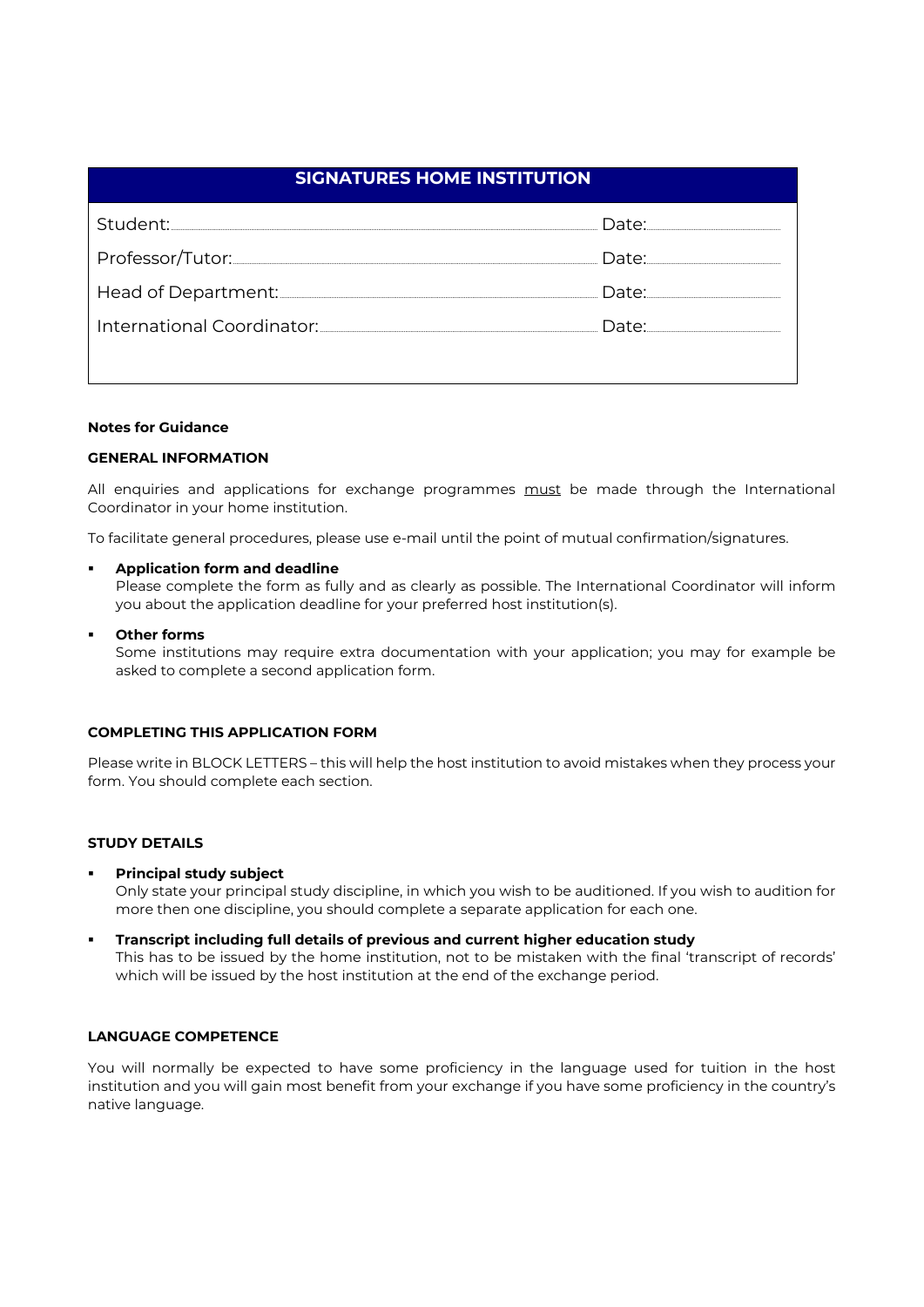| SIGNATURES HOME INSTITUTION | |
|---|---|
| Student:………………………………………… | Date:…………… |
| Professor/Tutor:………………………………… | Date:…………… |
| Head of Department:……………………………… | Date:…………… |
| International Coordinator:………………………… | Date:…………… |

**Notes for Guidance**

**GENERAL INFORMATION**

All enquiries and applications for exchange programmes must be made through the International Coordinator in your home institution.

To facilitate general procedures, please use e-mail until the point of mutual confirmation/signatures.

- **Application form and deadline**
  Please complete the form as fully and as clearly as possible. The International Coordinator will inform you about the application deadline for your preferred host institution(s).
- **Other forms**
  Some institutions may require extra documentation with your application; you may for example be asked to complete a second application form.

**COMPLETING THIS APPLICATION FORM**

Please write in BLOCK LETTERS – this will help the host institution to avoid mistakes when they process your form. You should complete each section.

**STUDY DETAILS**

- **Principal study subject**
  Only state your principal study discipline, in which you wish to be auditioned. If you wish to audition for more then one discipline, you should complete a separate application for each one.
- **Transcript including full details of previous and current higher education study**
  This has to be issued by the home institution, not to be mistaken with the final 'transcript of records' which will be issued by the host institution at the end of the exchange period.

**LANGUAGE COMPETENCE**

You will normally be expected to have some proficiency in the language used for tuition in the host institution and you will gain most benefit from your exchange if you have some proficiency in the country's native language.